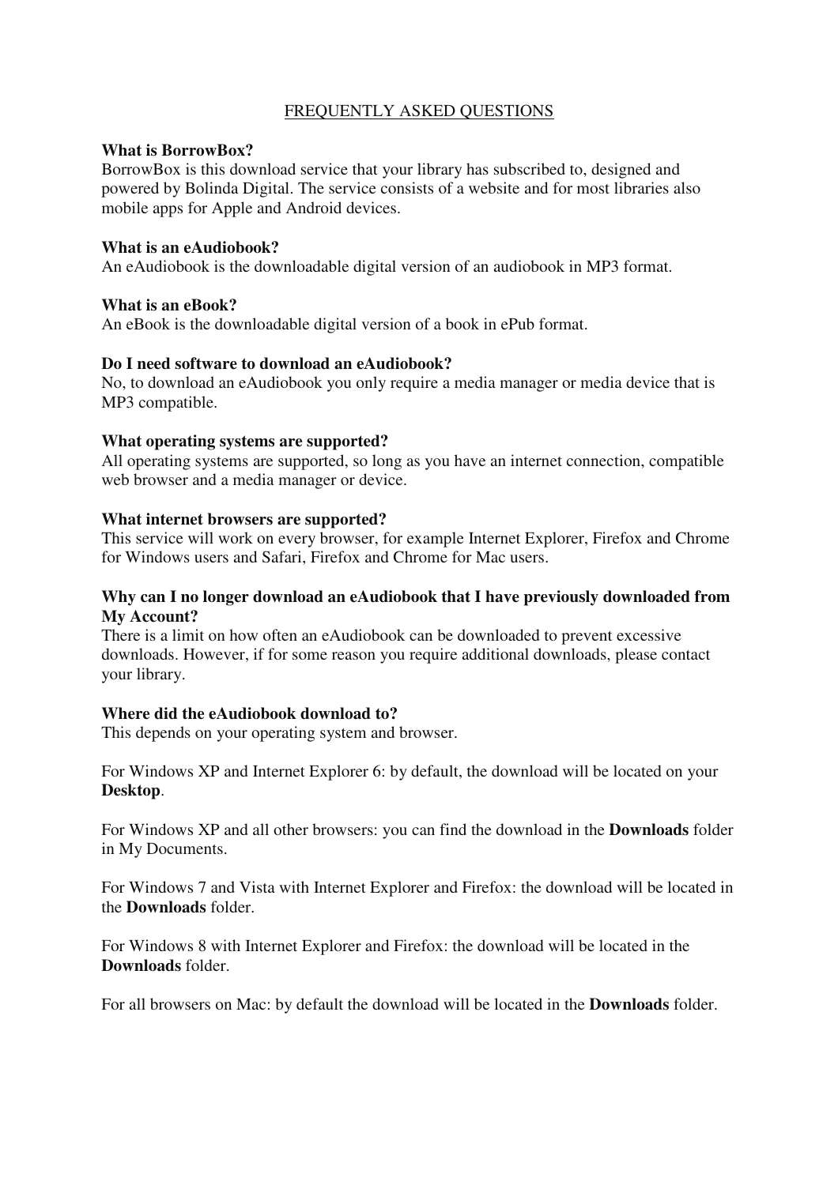# FREQUENTLY ASKED QUESTIONS

**What is BorrowBox?**
BorrowBox is this download service that your library has subscribed to, designed and powered by Bolinda Digital. The service consists of a website and for most libraries also mobile apps for Apple and Android devices.

**What is an eAudiobook?**
An eAudiobook is the downloadable digital version of an audiobook in MP3 format.

**What is an eBook?**
An eBook is the downloadable digital version of a book in ePub format.

**Do I need software to download an eAudiobook?**
No, to download an eAudiobook you only require a media manager or media device that is MP3 compatible.

**What operating systems are supported?**
All operating systems are supported, so long as you have an internet connection, compatible web browser and a media manager or device.

**What internet browsers are supported?**
This service will work on every browser, for example Internet Explorer, Firefox and Chrome for Windows users and Safari, Firefox and Chrome for Mac users.

**Why can I no longer download an eAudiobook that I have previously downloaded from My Account?**
There is a limit on how often an eAudiobook can be downloaded to prevent excessive downloads. However, if for some reason you require additional downloads, please contact your library.

**Where did the eAudiobook download to?**
This depends on your operating system and browser.

For Windows XP and Internet Explorer 6: by default, the download will be located on your **Desktop**.

For Windows XP and all other browsers: you can find the download in the **Downloads** folder in My Documents.

For Windows 7 and Vista with Internet Explorer and Firefox: the download will be located in the **Downloads** folder.

For Windows 8 with Internet Explorer and Firefox: the download will be located in the **Downloads** folder.

For all browsers on Mac: by default the download will be located in the **Downloads** folder.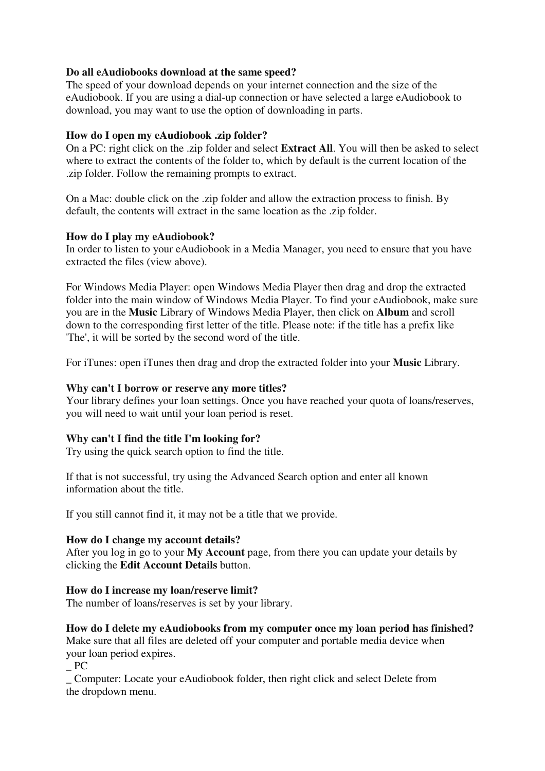**Do all eAudiobooks download at the same speed?**
The speed of your download depends on your internet connection and the size of the eAudiobook. If you are using a dial-up connection or have selected a large eAudiobook to download, you may want to use the option of downloading in parts.

**How do I open my eAudiobook .zip folder?**
On a PC: right click on the .zip folder and select **Extract All**. You will then be asked to select where to extract the contents of the folder to, which by default is the current location of the .zip folder. Follow the remaining prompts to extract.

On a Mac: double click on the .zip folder and allow the extraction process to finish. By default, the contents will extract in the same location as the .zip folder.

**How do I play my eAudiobook?**
In order to listen to your eAudiobook in a Media Manager, you need to ensure that you have extracted the files (view above).

For Windows Media Player: open Windows Media Player then drag and drop the extracted folder into the main window of Windows Media Player. To find your eAudiobook, make sure you are in the **Music** Library of Windows Media Player, then click on **Album** and scroll down to the corresponding first letter of the title. Please note: if the title has a prefix like 'The', it will be sorted by the second word of the title.

For iTunes: open iTunes then drag and drop the extracted folder into your **Music** Library.

**Why can't I borrow or reserve any more titles?**
Your library defines your loan settings. Once you have reached your quota of loans/reserves, you will need to wait until your loan period is reset.

**Why can't I find the title I'm looking for?**
Try using the quick search option to find the title.

If that is not successful, try using the Advanced Search option and enter all known information about the title.

If you still cannot find it, it may not be a title that we provide.

**How do I change my account details?**
After you log in go to your **My Account** page, from there you can update your details by clicking the **Edit Account Details** button.

**How do I increase my loan/reserve limit?**
The number of loans/reserves is set by your library.

**How do I delete my eAudiobooks from my computer once my loan period has finished?**
Make sure that all files are deleted off your computer and portable media device when your loan period expires.
_ PC
_ Computer: Locate your eAudiobook folder, then right click and select Delete from the dropdown menu.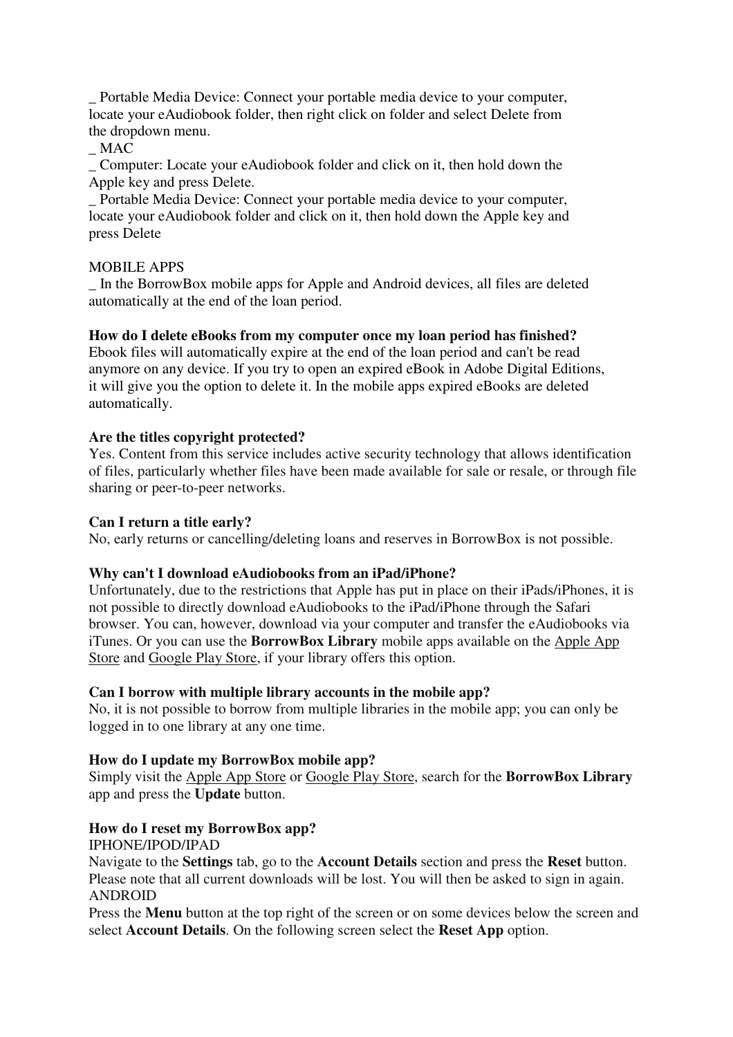_ Portable Media Device: Connect your portable media device to your computer, locate your eAudiobook folder, then right click on folder and select Delete from the dropdown menu.

_ MAC

_ Computer: Locate your eAudiobook folder and click on it, then hold down the Apple key and press Delete.

_ Portable Media Device: Connect your portable media device to your computer, locate your eAudiobook folder and click on it, then hold down the Apple key and press Delete

MOBILE APPS

_ In the BorrowBox mobile apps for Apple and Android devices, all files are deleted automatically at the end of the loan period.

**How do I delete eBooks from my computer once my loan period has finished?**
Ebook files will automatically expire at the end of the loan period and can't be read anymore on any device. If you try to open an expired eBook in Adobe Digital Editions, it will give you the option to delete it. In the mobile apps expired eBooks are deleted automatically.

**Are the titles copyright protected?**
Yes. Content from this service includes active security technology that allows identification of files, particularly whether files have been made available for sale or resale, or through file sharing or peer-to-peer networks.

**Can I return a title early?**
No, early returns or cancelling/deleting loans and reserves in BorrowBox is not possible.

**Why can't I download eAudiobooks from an iPad/iPhone?**
Unfortunately, due to the restrictions that Apple has put in place on their iPads/iPhones, it is not possible to directly download eAudiobooks to the iPad/iPhone through the Safari browser. You can, however, download via your computer and transfer the eAudiobooks via iTunes. Or you can use the **BorrowBox Library** mobile apps available on the Apple App Store and Google Play Store, if your library offers this option.

**Can I borrow with multiple library accounts in the mobile app?**
No, it is not possible to borrow from multiple libraries in the mobile app; you can only be logged in to one library at any one time.

**How do I update my BorrowBox mobile app?**
Simply visit the Apple App Store or Google Play Store, search for the **BorrowBox Library** app and press the **Update** button.

**How do I reset my BorrowBox app?**
IPHONE/IPOD/IPAD
Navigate to the **Settings** tab, go to the **Account Details** section and press the **Reset** button. Please note that all current downloads will be lost. You will then be asked to sign in again.
ANDROID
Press the **Menu** button at the top right of the screen or on some devices below the screen and select **Account Details**. On the following screen select the **Reset App** option.